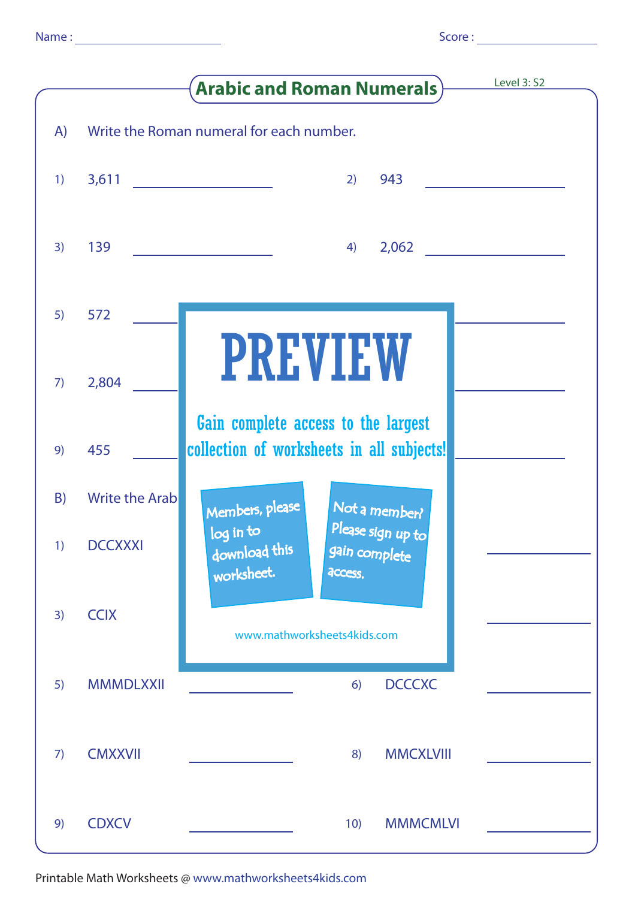Name : ______________________ Score : ______________________

# Arabic and Roman Numerals

Level 3: S2

A) Write the Roman numeral for each number.

1) 3,611 ______________ 2) 943 ______________

3) 139 ______________ 4) 2,062 ______________

5) 572 ______________

7) 2,804 ______________

9) 455 ______________

B) Write the Arab

1) DCCXXXI ______________

3) CCIX ______________

5) MMMDLXXII ______________ 6) DCCCXC ______________

7) CMXXVII ______________ 8) MMCXLVIII ______________

9) CDXCV ______________ 10) MMMCMLVI ______________

PREVIEW

Gain complete access to the largest collection of worksheets in all subjects!

Members, please log in to download this worksheet.

Not a member? Please sign up to gain complete access.

www.mathworksheets4kids.com

Printable Math Worksheets @ www.mathworksheets4kids.com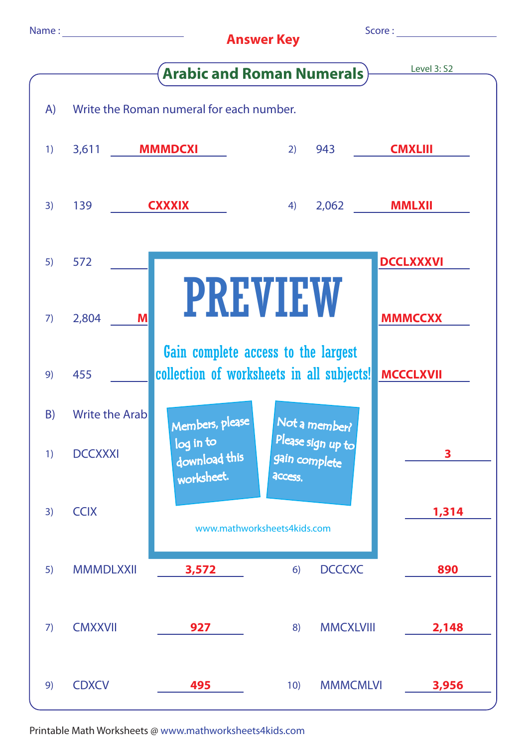Name : ______________ **Answer Key** Score : ______________

## Arabic and Roman Numerals

Level 3: S2

A) Write the Roman numeral for each number.

1) 3,611 **MMMDCXI**

2) 943 **CMXLIII**

3) 139 **CXXXIX**

4) 2,062 **MMLXII**

5) 572

6) **DCCLXXXVI**

7) 2,804 **M**

8) **MMMCCXX**

9) 455

10) **MCCCLXVII**

B) Write the Arab

1) DCCXXXI

2) **3**

3) CCIX

4) **1,314**

5) MMMDLXXII **3,572**

6) DCCCXC **890**

7) CMXXVII **927**

8) MMCXLVIII **2,148**

9) CDXCV **495**

10) MMMCMLVI **3,956**

PREVIEW

Gain complete access to the largest collection of worksheets in all subjects!

Members, please log in to download this worksheet.

Not a member? Please sign up to gain complete access.

www.mathworksheets4kids.com

Printable Math Worksheets @ www.mathworksheets4kids.com